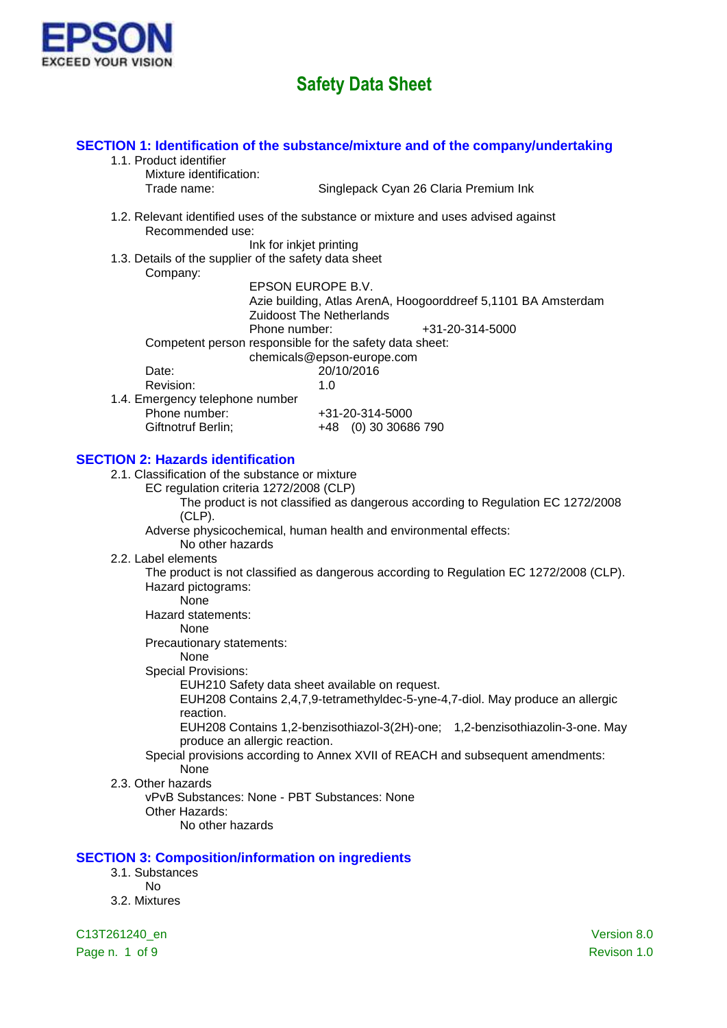# Safety Data Sheet

## SECTION 1: Identification of the substance/mixture and of the company/undertaking

1.1. Product identifier

Mixture identification:

Trade name: Singlepack Cyan 26 Claria Premium Ink

1.2. Relevant identified uses of the substance or mixture and uses advised against

Recommended use:

Ink for inkjet printing

1.3. Details of the supplier of the safety data sheet

Company:

EPSON EUROPE B.V.
Azie building, Atlas ArenA, Hoogoorddreef 5,1101 BA Amsterdam
Zuidoost The Netherlands
Phone number: +31-20-314-5000

Competent person responsible for the safety data sheet:

chemicals@epson-europe.com

Date: 20/10/2016

Revision: 1.0

1.4. Emergency telephone number

Phone number: +31-20-314-5000

Giftnotruf Berlin; +48 (0) 30 30686 790

## SECTION 2: Hazards identification

2.1. Classification of the substance or mixture

EC regulation criteria 1272/2008 (CLP)

The product is not classified as dangerous according to Regulation EC 1272/2008 (CLP).

Adverse physicochemical, human health and environmental effects:

No other hazards

2.2. Label elements

The product is not classified as dangerous according to Regulation EC 1272/2008 (CLP).

Hazard pictograms:

None

Hazard statements:

None

Precautionary statements:

None

Special Provisions:

EUH210 Safety data sheet available on request.

EUH208 Contains 2,4,7,9-tetramethyldec-5-yne-4,7-diol. May produce an allergic reaction.

EUH208 Contains 1,2-benzisothiazol-3(2H)-one; 1,2-benzisothiazolin-3-one. May produce an allergic reaction.

Special provisions according to Annex XVII of REACH and subsequent amendments:

None

2.3. Other hazards

vPvB Substances: None - PBT Substances: None

Other Hazards:

No other hazards

## SECTION 3: Composition/information on ingredients

3.1. Substances

No

3.2. Mixtures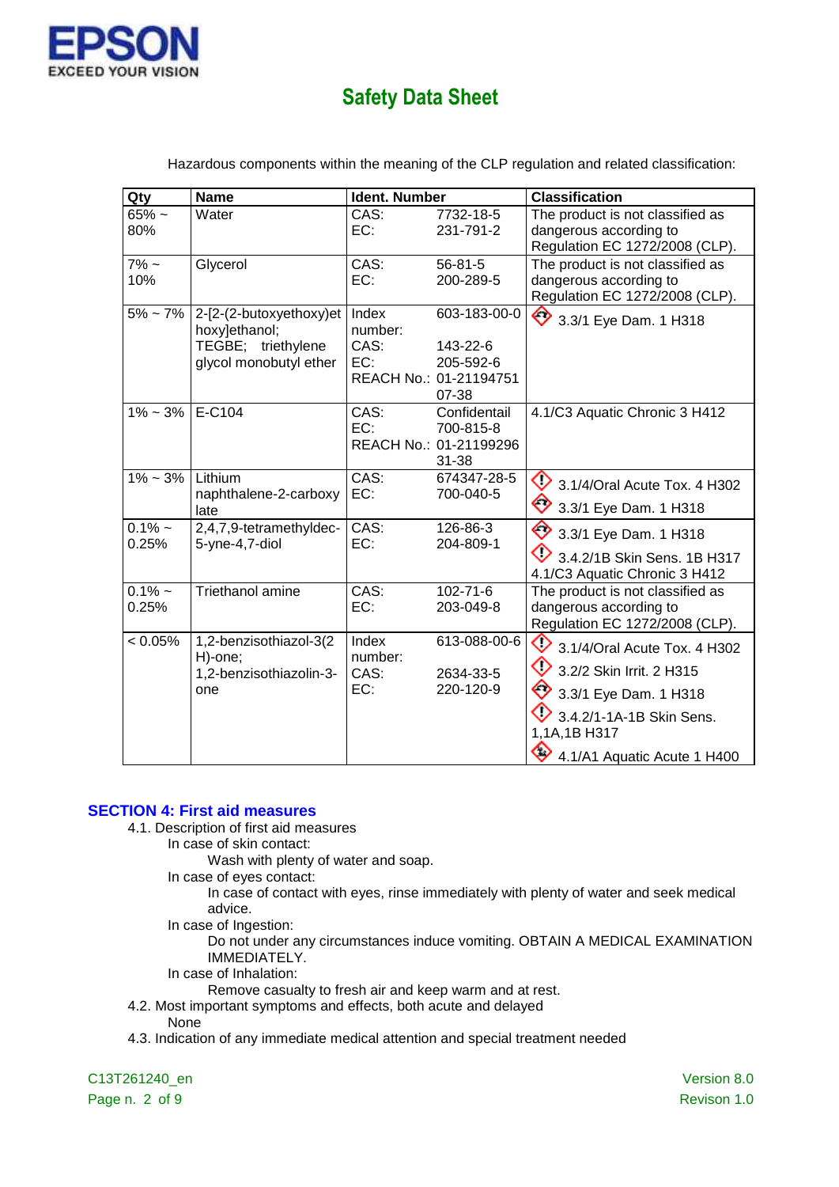Hazardous components within the meaning of the CLP regulation and related classification:

| Qty | Name | Ident. Number | | Classification |
|---|---|---|---|---|
| 65% ~ 80% | Water | CAS:<br>EC: | 7732-18-5<br>231-791-2 | The product is not classified as dangerous according to Regulation EC 1272/2008 (CLP). |
| 7% ~ 10% | Glycerol | CAS:<br>EC: | 56-81-5<br>200-289-5 | The product is not classified as dangerous according to Regulation EC 1272/2008 (CLP). |
| 5% ~ 7% | 2-[2-(2-butoxyethoxy)ethoxy]ethanol; TEGBE; triethylene glycol monobutyl ether | Index number:<br>CAS:<br>EC:<br>REACH No.: | 603-183-00-0<br>143-22-6<br>205-592-6<br>01-2119475107-38 | 3.3/1 Eye Dam. 1 H318 |
| 1% ~ 3% | E-C104 | CAS:<br>EC:<br>REACH No.: | Confidentail<br>700-815-8<br>01-2119929631-38 | 4.1/C3 Aquatic Chronic 3 H412 |
| 1% ~ 3% | Lithium naphthalene-2-carboxylate | CAS:<br>EC: | 674347-28-5<br>700-040-5 | 3.1/4/Oral Acute Tox. 4 H302<br>3.3/1 Eye Dam. 1 H318 |
| 0.1% ~ 0.25% | 2,4,7,9-tetramethyldec-5-yne-4,7-diol | CAS:<br>EC: | 126-86-3<br>204-809-1 | 3.3/1 Eye Dam. 1 H318<br>3.4.2/1B Skin Sens. 1B H317<br>4.1/C3 Aquatic Chronic 3 H412 |
| 0.1% ~ 0.25% | Triethanol amine | CAS:<br>EC: | 102-71-6<br>203-049-8 | The product is not classified as dangerous according to Regulation EC 1272/2008 (CLP). |
| < 0.05% | 1,2-benzisothiazol-3(2H)-one; 1,2-benzisothiazolin-3-one | Index number:<br>CAS:<br>EC: | 613-088-00-6<br>2634-33-5<br>220-120-9 | 3.1/4/Oral Acute Tox. 4 H302<br>3.2/2 Skin Irrit. 2 H315<br>3.3/1 Eye Dam. 1 H318<br>3.4.2/1-1A-1B Skin Sens. 1,1A,1B H317<br>4.1/A1 Aquatic Acute 1 H400 |

## SECTION 4: First aid measures

4.1. Description of first aid measures

In case of skin contact:

Wash with plenty of water and soap.

In case of eyes contact:

In case of contact with eyes, rinse immediately with plenty of water and seek medical advice.

In case of Ingestion:

Do not under any circumstances induce vomiting. OBTAIN A MEDICAL EXAMINATION IMMEDIATELY.

In case of Inhalation:

Remove casualty to fresh air and keep warm and at rest.

4.2. Most important symptoms and effects, both acute and delayed

None

4.3. Indication of any immediate medical attention and special treatment needed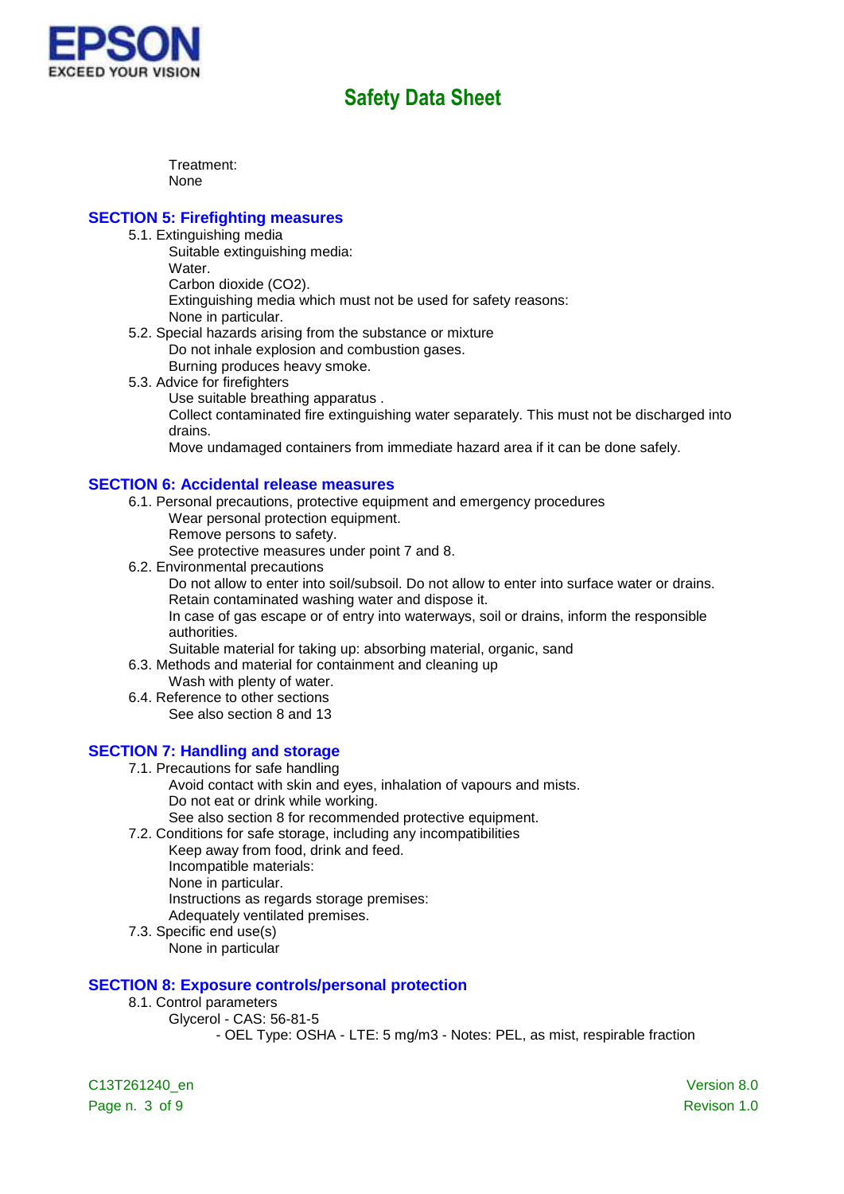Treatment:
None

## SECTION 5: Firefighting measures

5.1. Extinguishing media

Suitable extinguishing media:
Water.
Carbon dioxide ($CO_2$).
Extinguishing media which must not be used for safety reasons:
None in particular.

5.2. Special hazards arising from the substance or mixture

Do not inhale explosion and combustion gases.
Burning produces heavy smoke.

5.3. Advice for firefighters

Use suitable breathing apparatus .
Collect contaminated fire extinguishing water separately. This must not be discharged into drains.
Move undamaged containers from immediate hazard area if it can be done safely.

## SECTION 6: Accidental release measures

6.1. Personal precautions, protective equipment and emergency procedures

Wear personal protection equipment.
Remove persons to safety.
See protective measures under point 7 and 8.

6.2. Environmental precautions

Do not allow to enter into soil/subsoil. Do not allow to enter into surface water or drains.
Retain contaminated washing water and dispose it.
In case of gas escape or of entry into waterways, soil or drains, inform the responsible authorities.
Suitable material for taking up: absorbing material, organic, sand

6.3. Methods and material for containment and cleaning up

Wash with plenty of water.

6.4. Reference to other sections

See also section 8 and 13

## SECTION 7: Handling and storage

7.1. Precautions for safe handling

Avoid contact with skin and eyes, inhalation of vapours and mists.
Do not eat or drink while working.
See also section 8 for recommended protective equipment.

7.2. Conditions for safe storage, including any incompatibilities

Keep away from food, drink and feed.
Incompatible materials:
None in particular.
Instructions as regards storage premises:
Adequately ventilated premises.

7.3. Specific end use(s)

None in particular

## SECTION 8: Exposure controls/personal protection

8.1. Control parameters

Glycerol - CAS: 56-81-5

- OEL Type: OSHA - LTE: 5 mg/m3 - Notes: PEL, as mist, respirable fraction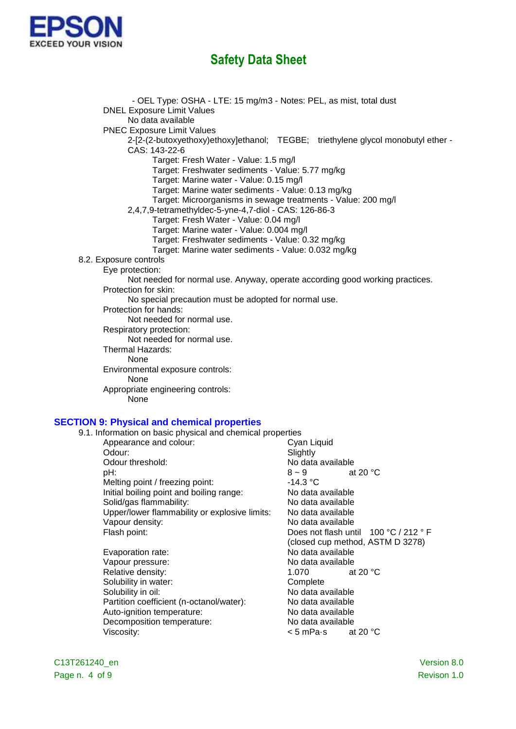- OEL Type: OSHA - LTE: 15 mg/m3 - Notes: PEL, as mist, total dust

DNEL Exposure Limit Values

No data available

PNEC Exposure Limit Values

2-[2-(2-butoxyethoxy)ethoxy]ethanol; TEGBE; triethylene glycol monobutyl ether - CAS: 143-22-6

- Target: Fresh Water - Value: 1.5 mg/l
- Target: Freshwater sediments - Value: 5.77 mg/kg
- Target: Marine water - Value: 0.15 mg/l
- Target: Marine water sediments - Value: 0.13 mg/kg
- Target: Microorganisms in sewage treatments - Value: 200 mg/l

2,4,7,9-tetramethyldec-5-yne-4,7-diol - CAS: 126-86-3

- Target: Fresh Water - Value: 0.04 mg/l
- Target: Marine water - Value: 0.004 mg/l
- Target: Freshwater sediments - Value: 0.32 mg/kg
- Target: Marine water sediments - Value: 0.032 mg/kg

8.2. Exposure controls

Eye protection:

Not needed for normal use. Anyway, operate according good working practices.

Protection for skin:

No special precaution must be adopted for normal use.

Protection for hands:

Not needed for normal use.

Respiratory protection:

Not needed for normal use.

Thermal Hazards:

None

Environmental exposure controls:

None

Appropriate engineering controls:

None

## SECTION 9: Physical and chemical properties

9.1. Information on basic physical and chemical properties

| Property | Value | |
|---|---|---|
| Appearance and colour: | Cyan Liquid | |
| Odour: | Slightly | |
| Odour threshold: | No data available | |
| pH: | 8 ~ 9 | at 20 °C |
| Melting point / freezing point: | -14.3 °C | |
| Initial boiling point and boiling range: | No data available | |
| Solid/gas flammability: | No data available | |
| Upper/lower flammability or explosive limits: | No data available | |
| Vapour density: | No data available | |
| Flash point: | Does not flash until 100 °C / 212 ° F (closed cup method, ASTM D 3278) | |
| Evaporation rate: | No data available | |
| Vapour pressure: | No data available | |
| Relative density: | 1.070 | at 20 °C |
| Solubility in water: | Complete | |
| Solubility in oil: | No data available | |
| Partition coefficient (n-octanol/water): | No data available | |
| Auto-ignition temperature: | No data available | |
| Decomposition temperature: | No data available | |
| Viscosity: | < 5 mPa·s | at 20 °C |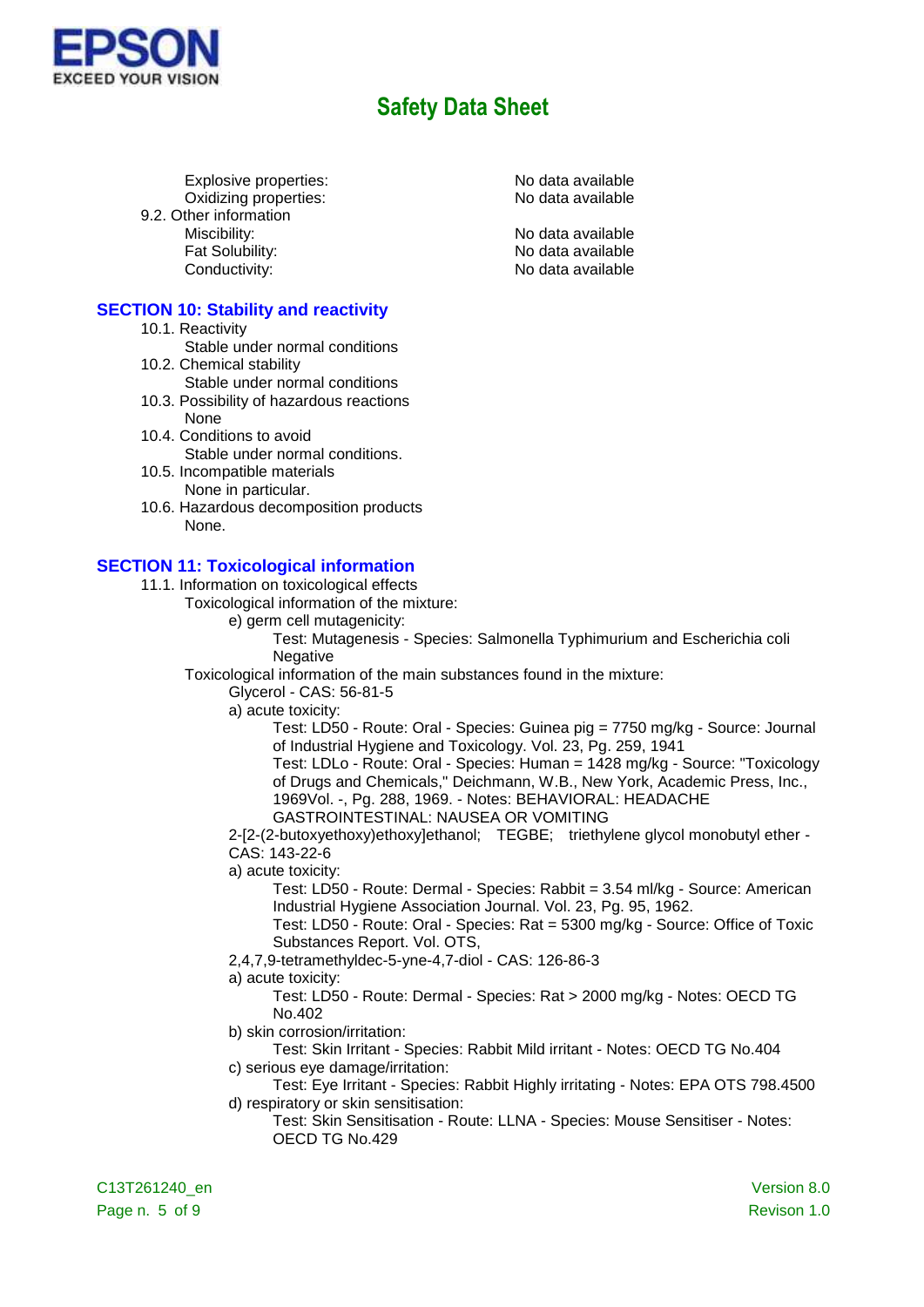Explosive properties: No data available
Oxidizing properties: No data available

9.2. Other information

Miscibility: No data available
Fat Solubility: No data available
Conductivity: No data available

## SECTION 10: Stability and reactivity

10.1. Reactivity
Stable under normal conditions

10.2. Chemical stability
Stable under normal conditions

10.3. Possibility of hazardous reactions
None

10.4. Conditions to avoid
Stable under normal conditions.

10.5. Incompatible materials
None in particular.

10.6. Hazardous decomposition products
None.

## SECTION 11: Toxicological information

11.1. Information on toxicological effects

Toxicological information of the mixture:

e) germ cell mutagenicity:
Test: Mutagenesis - Species: Salmonella Typhimurium and Escherichia coli
Negative

Toxicological information of the main substances found in the mixture:

Glycerol - CAS: 56-81-5

a) acute toxicity:
Test: LD50 - Route: Oral - Species: Guinea pig = 7750 mg/kg - Source: Journal of Industrial Hygiene and Toxicology. Vol. 23, Pg. 259, 1941
Test: LDLo - Route: Oral - Species: Human = 1428 mg/kg - Source: "Toxicology of Drugs and Chemicals," Deichmann, W.B., New York, Academic Press, Inc., 1969Vol. -, Pg. 288, 1969. - Notes: BEHAVIORAL: HEADACHE GASTROINTESTINAL: NAUSEA OR VOMITING

2-[2-(2-butoxyethoxy)ethoxy]ethanol; TEGBE; triethylene glycol monobutyl ether - CAS: 143-22-6

a) acute toxicity:
Test: LD50 - Route: Dermal - Species: Rabbit = 3.54 ml/kg - Source: American Industrial Hygiene Association Journal. Vol. 23, Pg. 95, 1962.
Test: LD50 - Route: Oral - Species: Rat = 5300 mg/kg - Source: Office of Toxic Substances Report. Vol. OTS,

2,4,7,9-tetramethyldec-5-yne-4,7-diol - CAS: 126-86-3

a) acute toxicity:
Test: LD50 - Route: Dermal - Species: Rat > 2000 mg/kg - Notes: OECD TG No.402

b) skin corrosion/irritation:
Test: Skin Irritant - Species: Rabbit Mild irritant - Notes: OECD TG No.404

c) serious eye damage/irritation:
Test: Eye Irritant - Species: Rabbit Highly irritating - Notes: EPA OTS 798.4500

d) respiratory or skin sensitisation:
Test: Skin Sensitisation - Route: LLNA - Species: Mouse Sensitiser - Notes: OECD TG No.429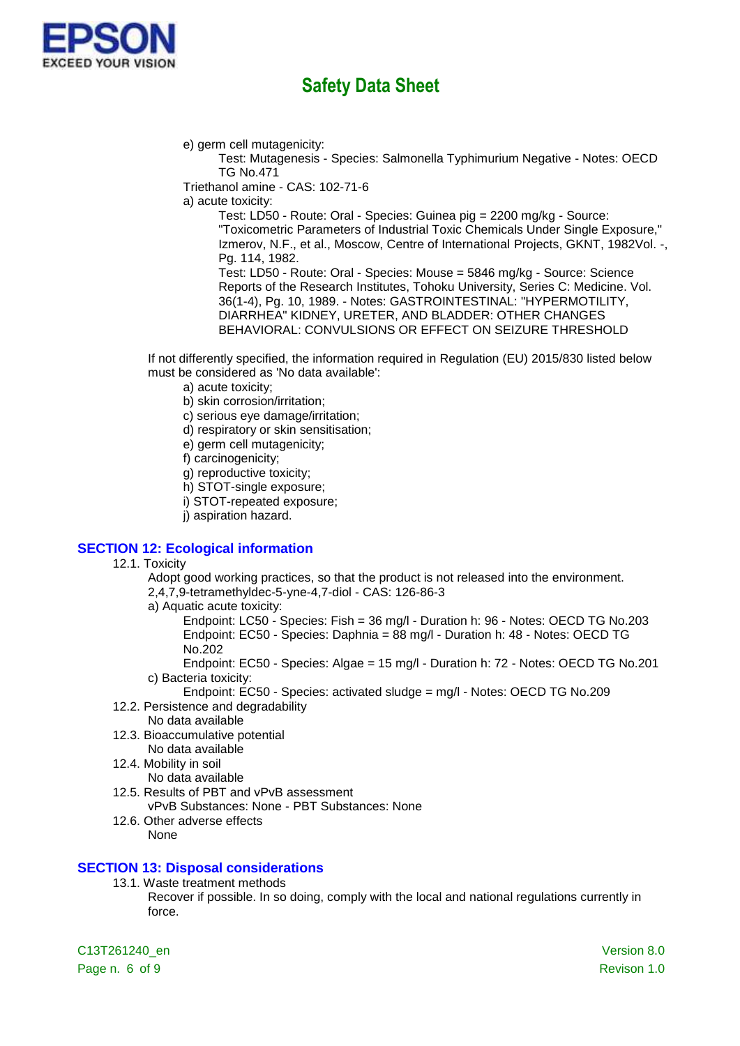e) germ cell mutagenicity:

Test: Mutagenesis - Species: Salmonella Typhimurium Negative - Notes: OECD TG No.471

Triethanol amine - CAS: 102-71-6

a) acute toxicity:

Test: LD50 - Route: Oral - Species: Guinea pig = 2200 mg/kg - Source: "Toxicometric Parameters of Industrial Toxic Chemicals Under Single Exposure," Izmerov, N.F., et al., Moscow, Centre of International Projects, GKNT, 1982Vol. -, Pg. 114, 1982.

Test: LD50 - Route: Oral - Species: Mouse = 5846 mg/kg - Source: Science Reports of the Research Institutes, Tohoku University, Series C: Medicine. Vol. 36(1-4), Pg. 10, 1989. - Notes: GASTROINTESTINAL: "HYPERMOTILITY, DIARRHEA" KIDNEY, URETER, AND BLADDER: OTHER CHANGES BEHAVIORAL: CONVULSIONS OR EFFECT ON SEIZURE THRESHOLD

If not differently specified, the information required in Regulation (EU) 2015/830 listed below must be considered as 'No data available':

a) acute toxicity;
b) skin corrosion/irritation;
c) serious eye damage/irritation;
d) respiratory or skin sensitisation;
e) germ cell mutagenicity;
f) carcinogenicity;
g) reproductive toxicity;
h) STOT-single exposure;
i) STOT-repeated exposure;
j) aspiration hazard.

## SECTION 12: Ecological information

12.1. Toxicity

Adopt good working practices, so that the product is not released into the environment.

2,4,7,9-tetramethyldec-5-yne-4,7-diol - CAS: 126-86-3

a) Aquatic acute toxicity:

Endpoint: LC50 - Species: Fish = 36 mg/l - Duration h: 96 - Notes: OECD TG No.203

Endpoint: EC50 - Species: Daphnia = 88 mg/l - Duration h: 48 - Notes: OECD TG No.202

Endpoint: EC50 - Species: Algae = 15 mg/l - Duration h: 72 - Notes: OECD TG No.201

c) Bacteria toxicity:

Endpoint: EC50 - Species: activated sludge = mg/l - Notes: OECD TG No.209

12.2. Persistence and degradability

No data available

12.3. Bioaccumulative potential

No data available

12.4. Mobility in soil

No data available

12.5. Results of PBT and vPvB assessment

vPvB Substances: None - PBT Substances: None

12.6. Other adverse effects

None

## SECTION 13: Disposal considerations

13.1. Waste treatment methods

Recover if possible. In so doing, comply with the local and national regulations currently in force.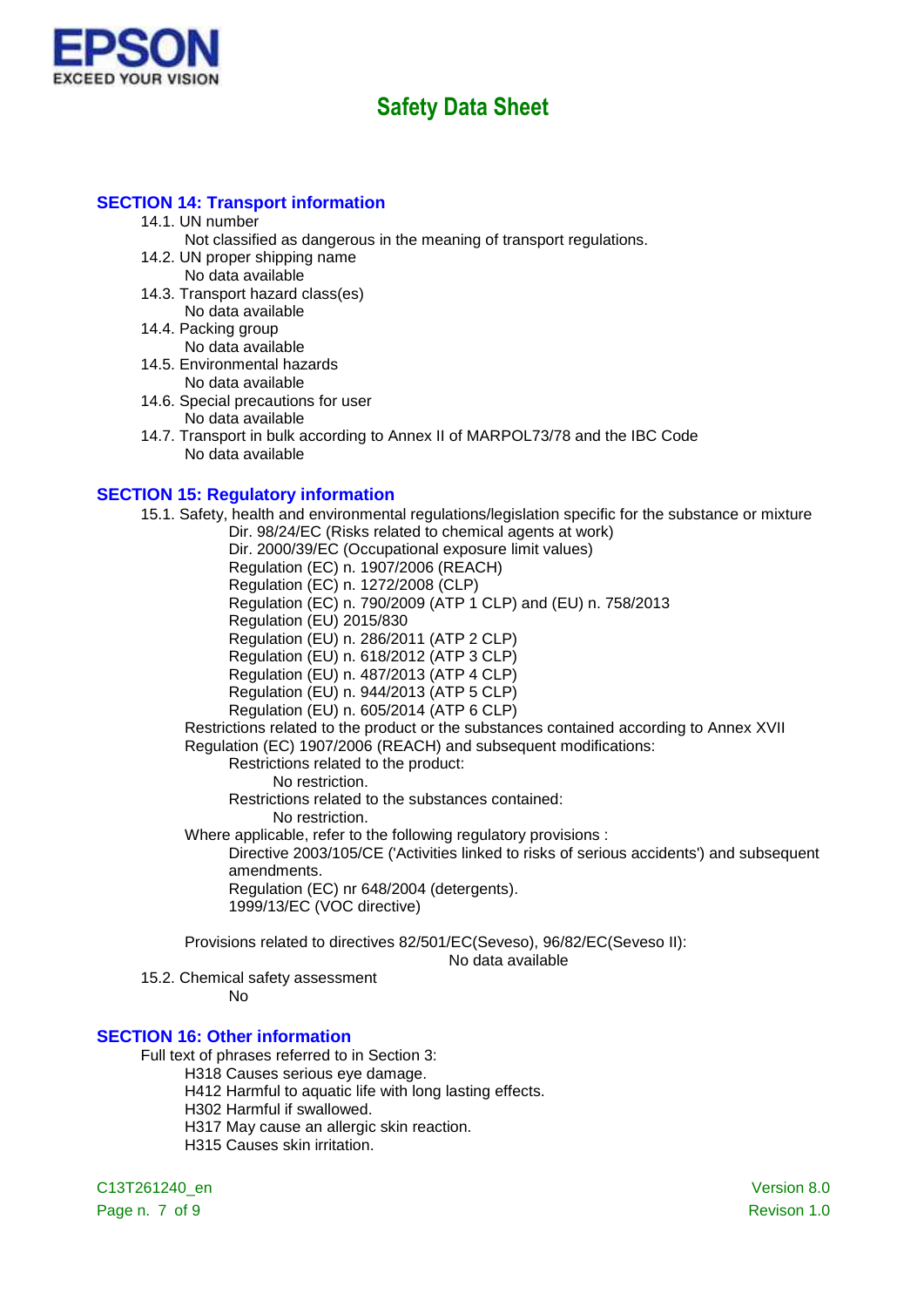## SECTION 14: Transport information

14.1. UN number

Not classified as dangerous in the meaning of transport regulations.

14.2. UN proper shipping name

No data available

14.3. Transport hazard class(es)

No data available

14.4. Packing group

No data available

14.5. Environmental hazards

No data available

14.6. Special precautions for user

No data available

14.7. Transport in bulk according to Annex II of MARPOL73/78 and the IBC Code

No data available

## SECTION 15: Regulatory information

15.1. Safety, health and environmental regulations/legislation specific for the substance or mixture

- Dir. 98/24/EC (Risks related to chemical agents at work)
- Dir. 2000/39/EC (Occupational exposure limit values)
- Regulation (EC) n. 1907/2006 (REACH)
- Regulation (EC) n. 1272/2008 (CLP)
- Regulation (EC) n. 790/2009 (ATP 1 CLP) and (EU) n. 758/2013
- Regulation (EU) 2015/830
- Regulation (EU) n. 286/2011 (ATP 2 CLP)
- Regulation (EU) n. 618/2012 (ATP 3 CLP)
- Regulation (EU) n. 487/2013 (ATP 4 CLP)
- Regulation (EU) n. 944/2013 (ATP 5 CLP)
- Regulation (EU) n. 605/2014 (ATP 6 CLP)

Restrictions related to the product or the substances contained according to Annex XVII Regulation (EC) 1907/2006 (REACH) and subsequent modifications:

Restrictions related to the product:

No restriction.

Restrictions related to the substances contained:

No restriction.

Where applicable, refer to the following regulatory provisions :

- Directive 2003/105/CE ('Activities linked to risks of serious accidents') and subsequent amendments.
- Regulation (EC) nr 648/2004 (detergents).
- 1999/13/EC (VOC directive)

Provisions related to directives 82/501/EC(Seveso), 96/82/EC(Seveso II):

No data available

15.2. Chemical safety assessment

No

## SECTION 16: Other information

Full text of phrases referred to in Section 3:

- H318 Causes serious eye damage.
- H412 Harmful to aquatic life with long lasting effects.
- H302 Harmful if swallowed.
- H317 May cause an allergic skin reaction.
- H315 Causes skin irritation.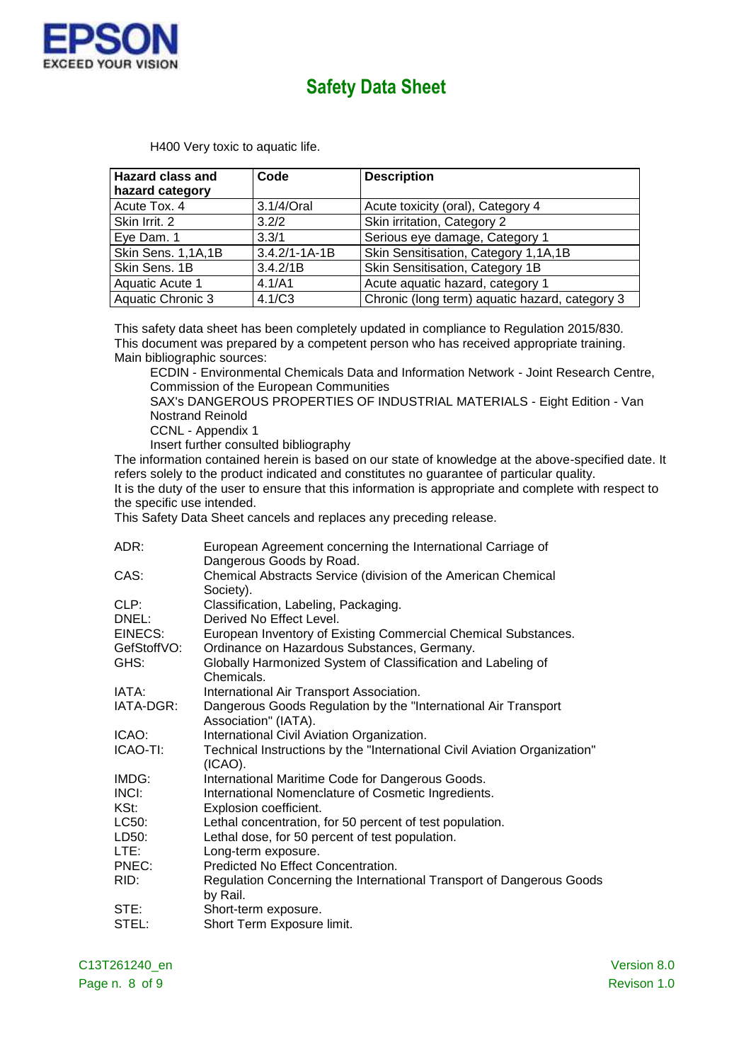H400 Very toxic to aquatic life.

| Hazard class and hazard category | Code | Description |
|---|---|---|
| Acute Tox. 4 | 3.1/4/Oral | Acute toxicity (oral), Category 4 |
| Skin Irrit. 2 | 3.2/2 | Skin irritation, Category 2 |
| Eye Dam. 1 | 3.3/1 | Serious eye damage, Category 1 |
| Skin Sens. 1,1A,1B | 3.4.2/1-1A-1B | Skin Sensitisation, Category 1,1A,1B |
| Skin Sens. 1B | 3.4.2/1B | Skin Sensitisation, Category 1B |
| Aquatic Acute 1 | 4.1/A1 | Acute aquatic hazard, category 1 |
| Aquatic Chronic 3 | 4.1/C3 | Chronic (long term) aquatic hazard, category 3 |

This safety data sheet has been completely updated in compliance to Regulation 2015/830.
This document was prepared by a competent person who has received appropriate training.
Main bibliographic sources:

ECDIN - Environmental Chemicals Data and Information Network - Joint Research Centre, Commission of the European Communities
SAX's DANGEROUS PROPERTIES OF INDUSTRIAL MATERIALS - Eight Edition - Van Nostrand Reinold
CCNL - Appendix 1
Insert further consulted bibliography

The information contained herein is based on our state of knowledge at the above-specified date. It refers solely to the product indicated and constitutes no guarantee of particular quality.
It is the duty of the user to ensure that this information is appropriate and complete with respect to the specific use intended.
This Safety Data Sheet cancels and replaces any preceding release.

ADR: European Agreement concerning the International Carriage of Dangerous Goods by Road.
CAS: Chemical Abstracts Service (division of the American Chemical Society).
CLP: Classification, Labeling, Packaging.
DNEL: Derived No Effect Level.
EINECS: European Inventory of Existing Commercial Chemical Substances.
GefStoffVO: Ordinance on Hazardous Substances, Germany.
GHS: Globally Harmonized System of Classification and Labeling of Chemicals.
IATA: International Air Transport Association.
IATA-DGR: Dangerous Goods Regulation by the "International Air Transport Association" (IATA).
ICAO: International Civil Aviation Organization.
ICAO-TI: Technical Instructions by the "International Civil Aviation Organization" (ICAO).
IMDG: International Maritime Code for Dangerous Goods.
INCI: International Nomenclature of Cosmetic Ingredients.
KSt: Explosion coefficient.
LC50: Lethal concentration, for 50 percent of test population.
LD50: Lethal dose, for 50 percent of test population.
LTE: Long-term exposure.
PNEC: Predicted No Effect Concentration.
RID: Regulation Concerning the International Transport of Dangerous Goods by Rail.
STE: Short-term exposure.
STEL: Short Term Exposure limit.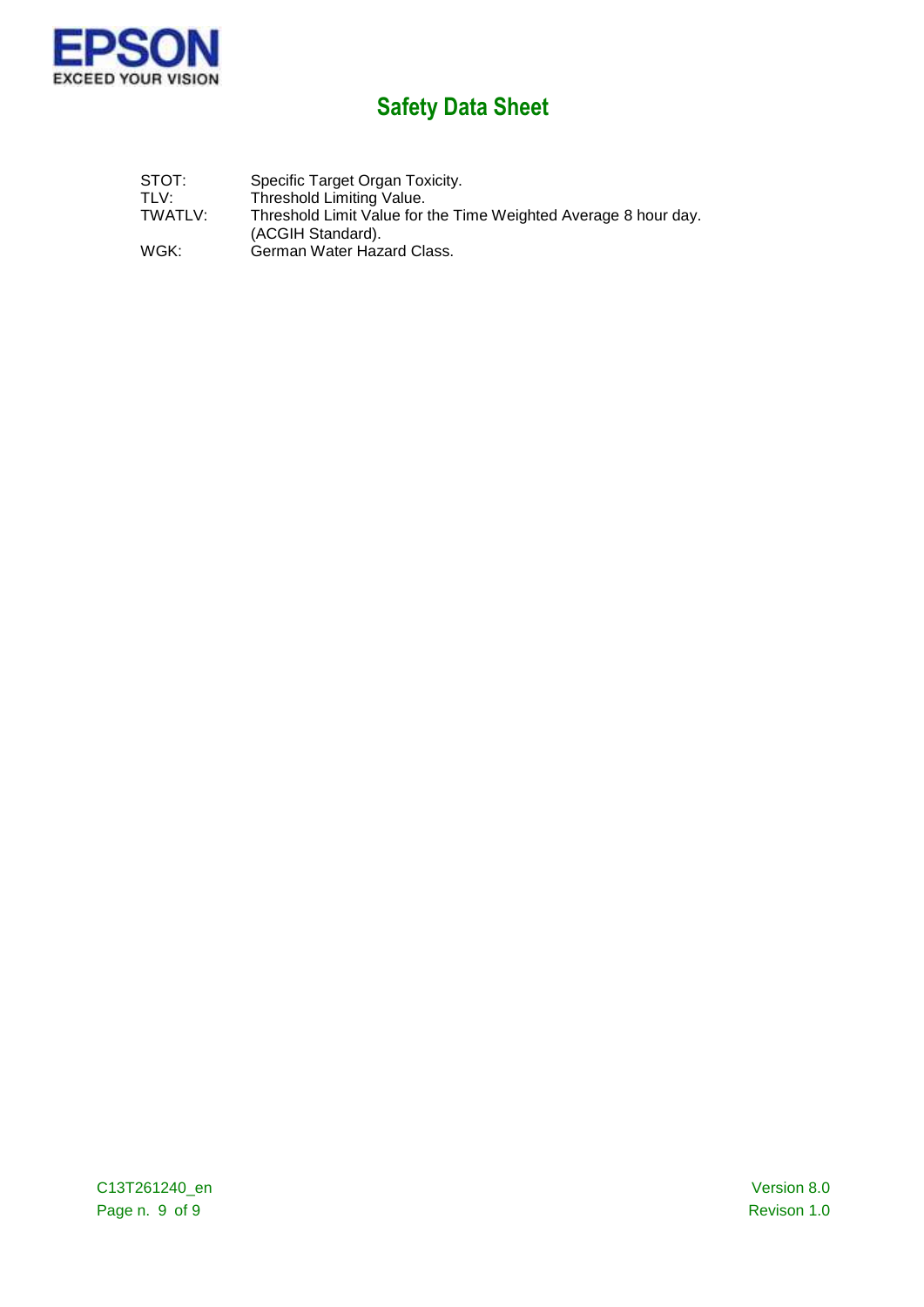| | |
|---|---|
| STOT: | Specific Target Organ Toxicity. |
| TLV: | Threshold Limiting Value. |
| TWATLV: | Threshold Limit Value for the Time Weighted Average 8 hour day. (ACGIH Standard). |
| WGK: | German Water Hazard Class. |